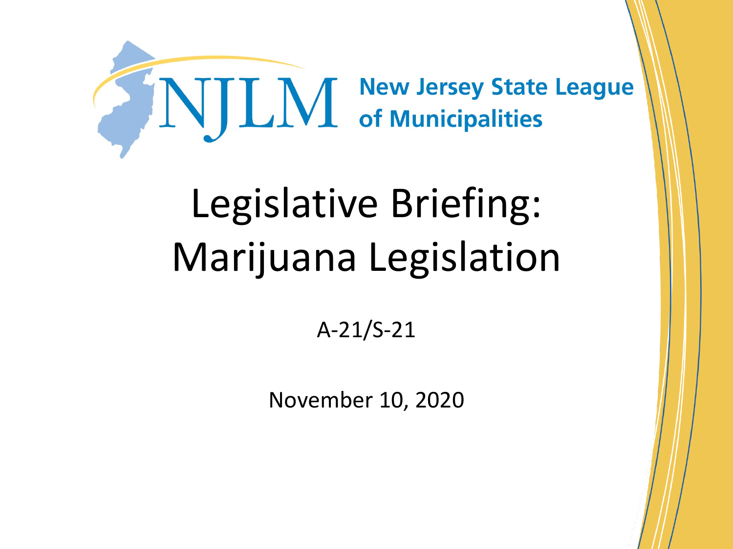NJLM New Jersey State League of Municipalities

# Legislative Briefing: Marijuana Legislation

A-21/S-21

November 10, 2020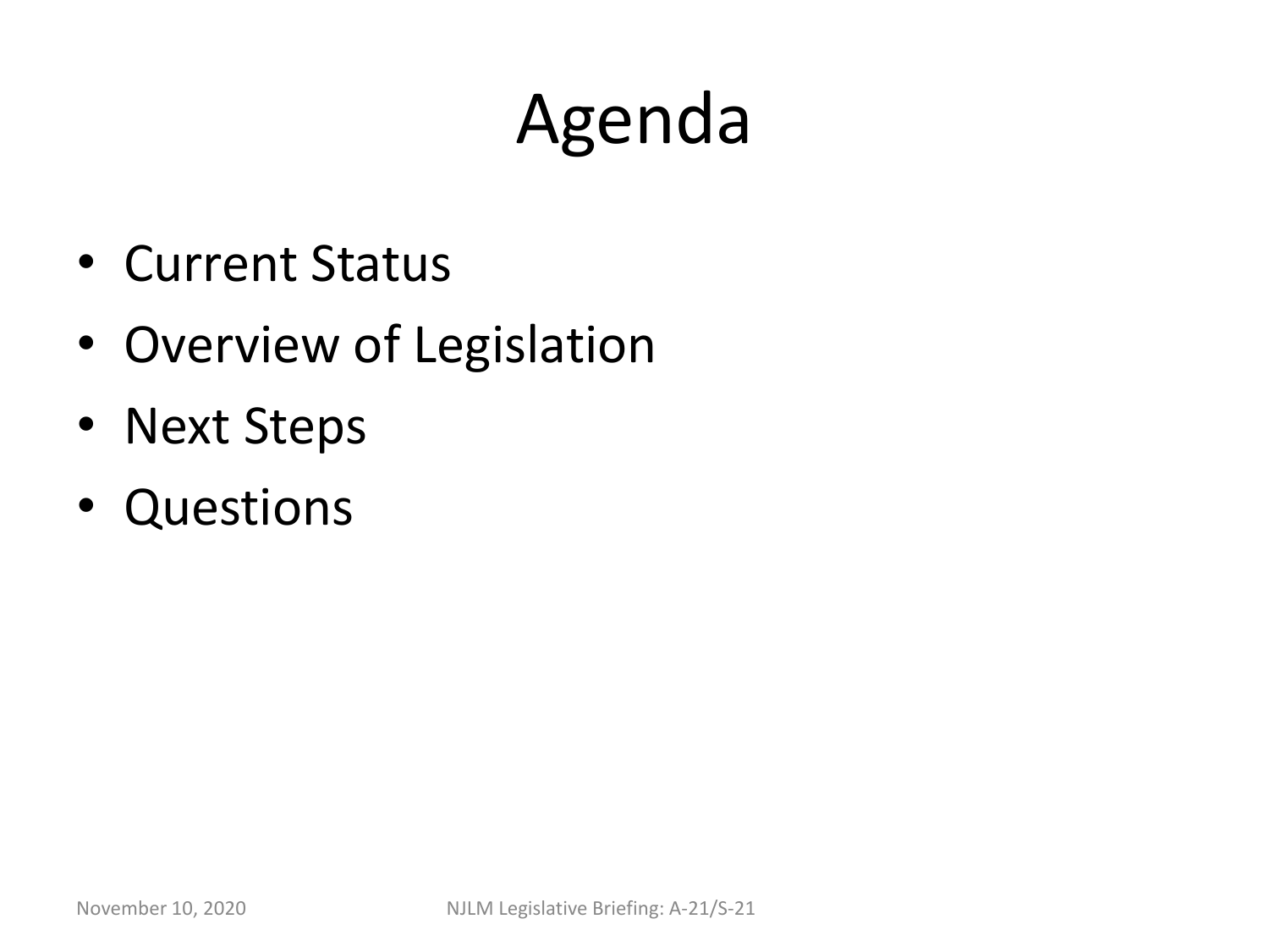# Agenda

- Current Status
- Overview of Legislation
- Next Steps
- Questions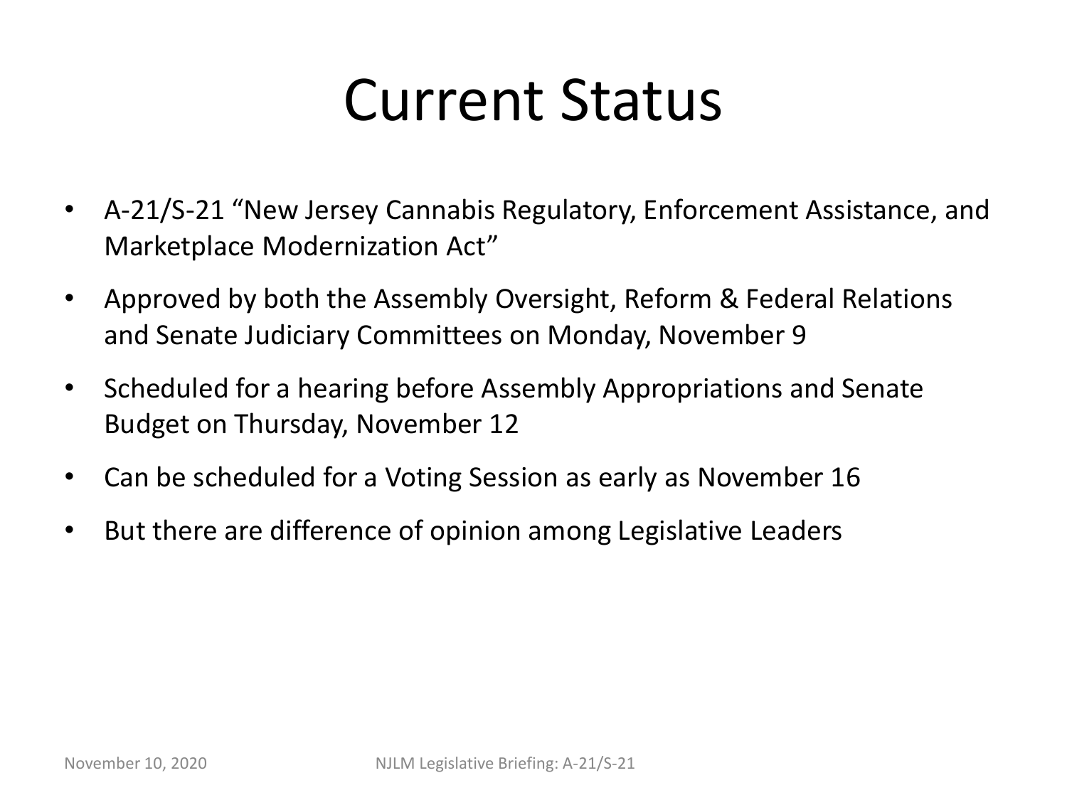# Current Status

- A-21/S-21 “New Jersey Cannabis Regulatory, Enforcement Assistance, and Marketplace Modernization Act”
- Approved by both the Assembly Oversight, Reform & Federal Relations and Senate Judiciary Committees on Monday, November 9
- Scheduled for a hearing before Assembly Appropriations and Senate Budget on Thursday, November 12
- Can be scheduled for a Voting Session as early as November 16
- But there are difference of opinion among Legislative Leaders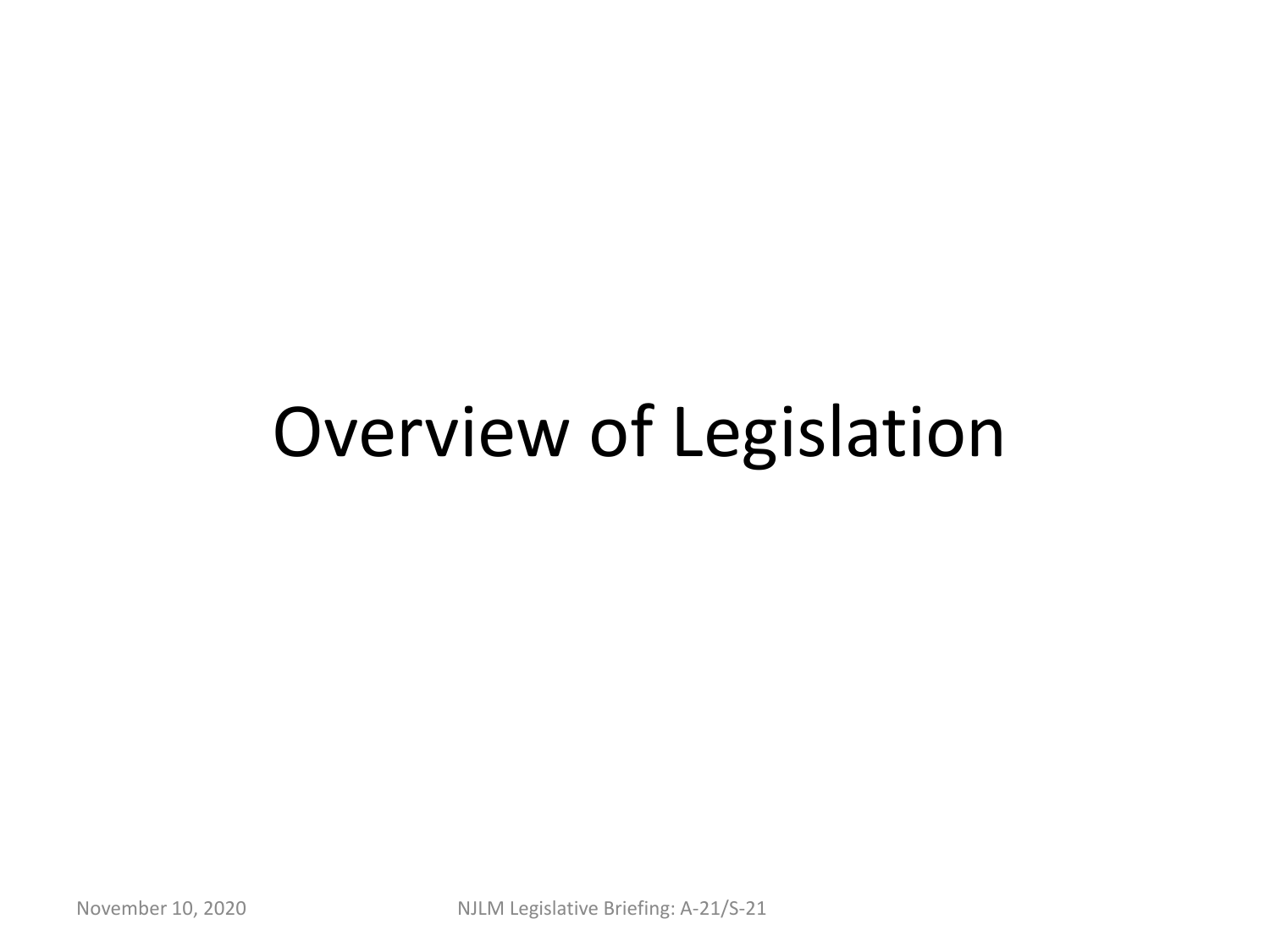# Overview of Legislation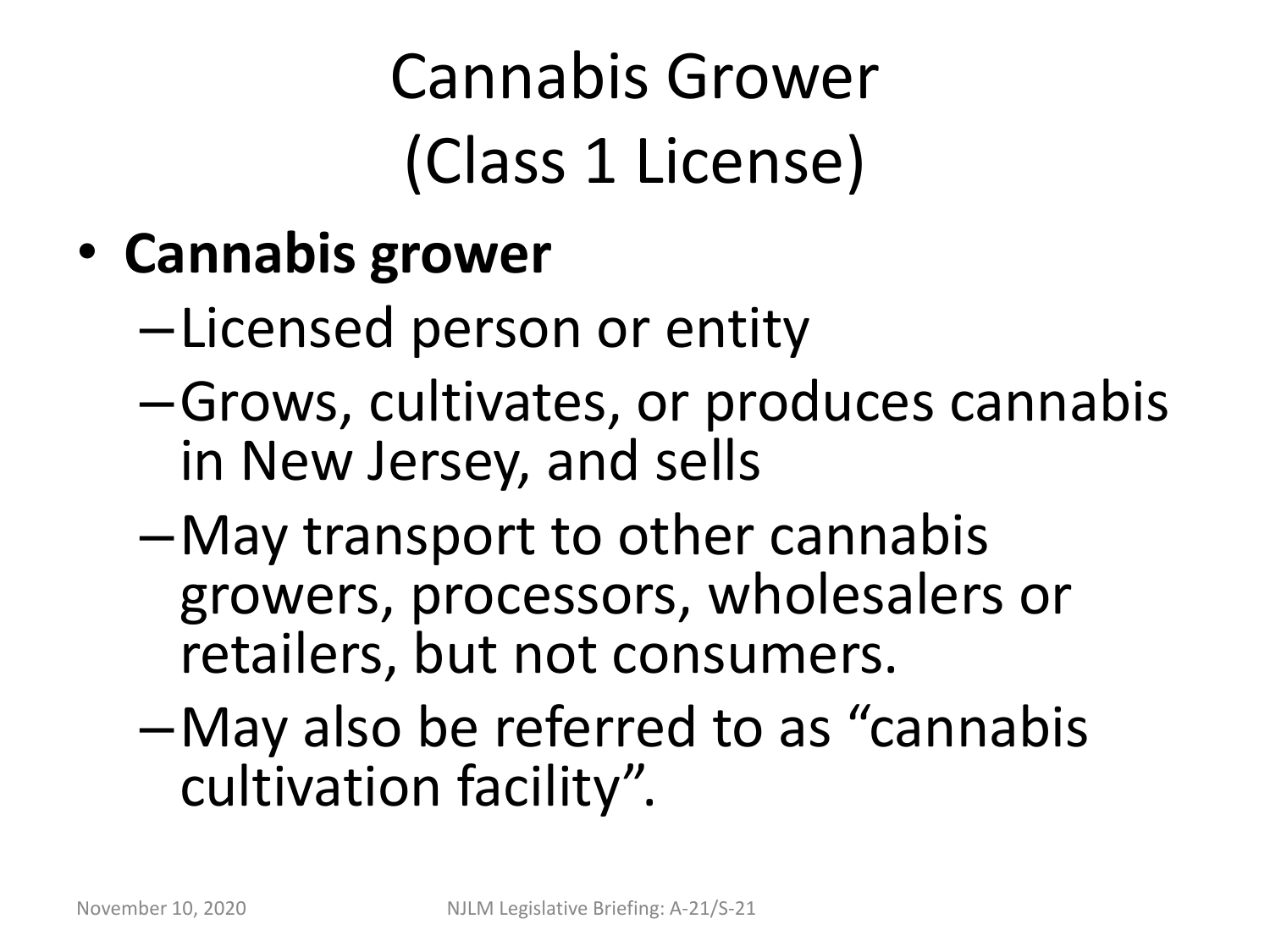# Cannabis Grower (Class 1 License)

- **Cannabis grower**
  - Licensed person or entity
  - Grows, cultivates, or produces cannabis in New Jersey, and sells
  - May transport to other cannabis growers, processors, wholesalers or retailers, but not consumers.
  - May also be referred to as "cannabis cultivation facility".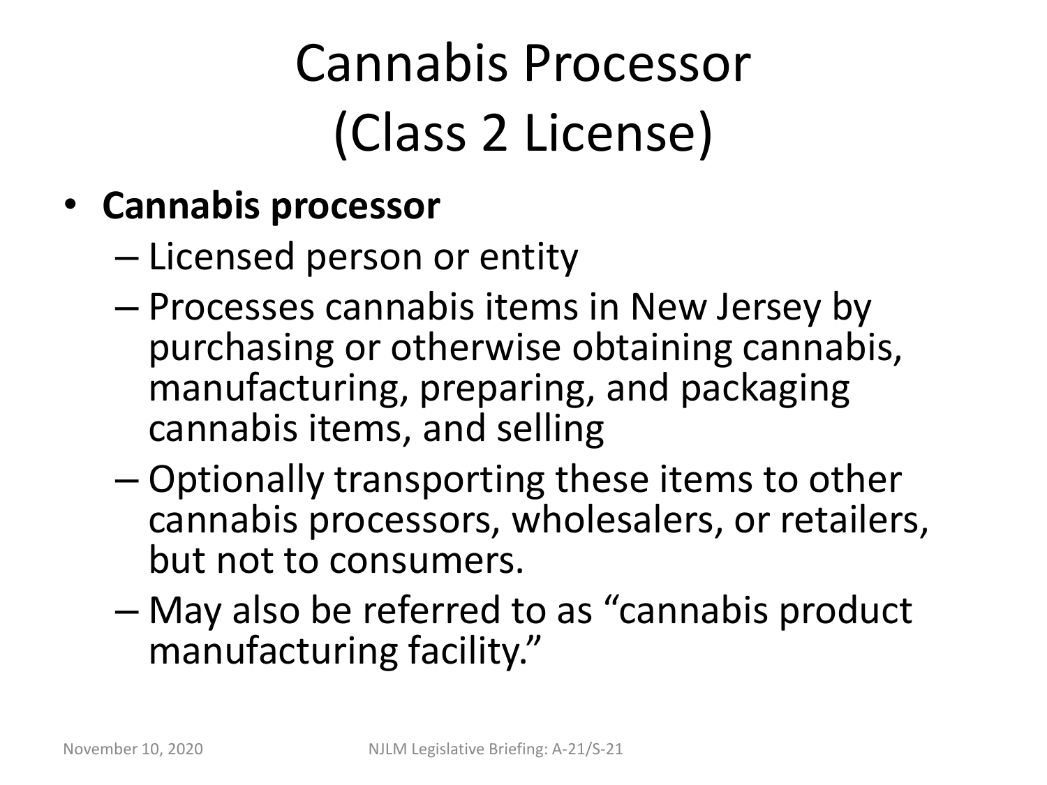# Cannabis Processor (Class 2 License)

- **Cannabis processor**
  - Licensed person or entity
  - Processes cannabis items in New Jersey by purchasing or otherwise obtaining cannabis, manufacturing, preparing, and packaging cannabis items, and selling
  - Optionally transporting these items to other cannabis processors, wholesalers, or retailers, but not to consumers.
  - May also be referred to as "cannabis product manufacturing facility."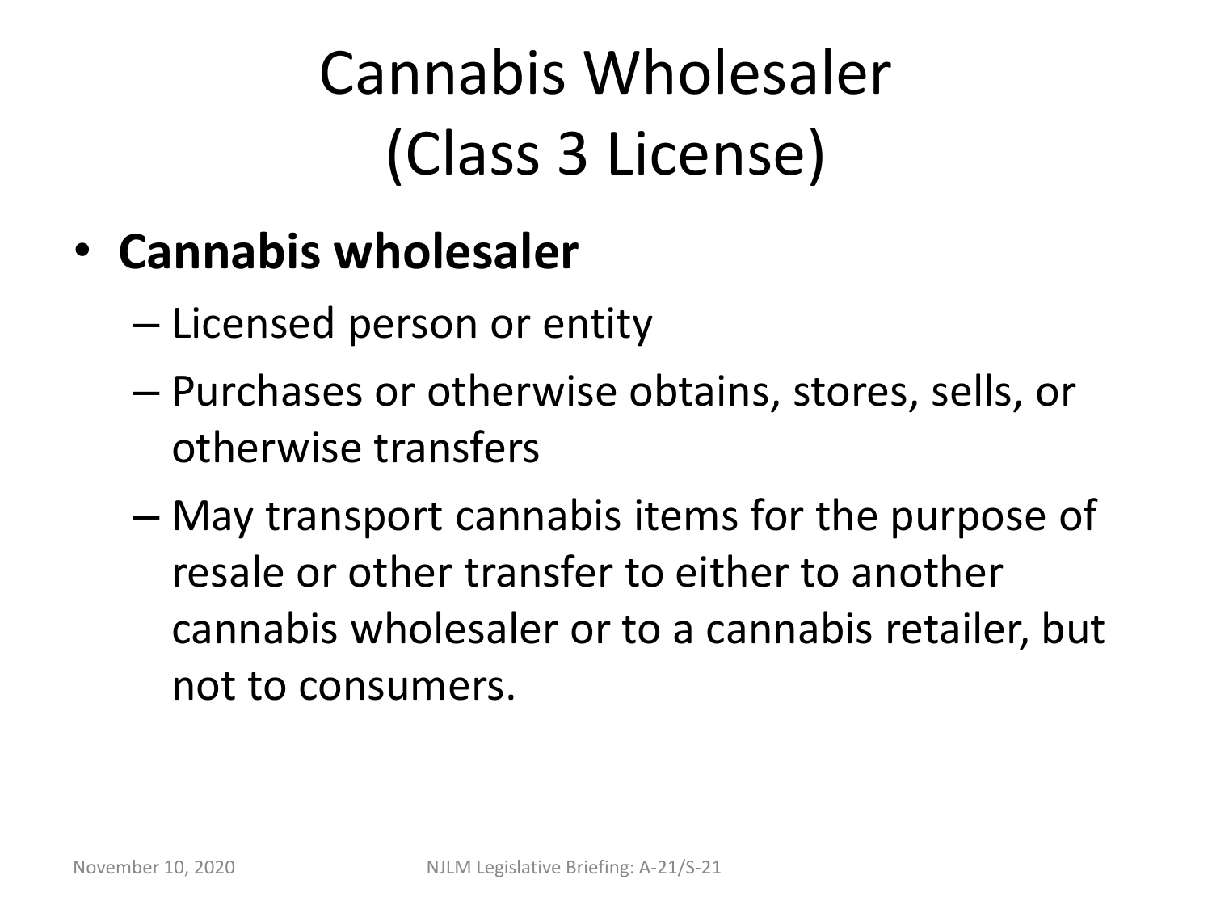# Cannabis Wholesaler (Class 3 License)

- **Cannabis wholesaler**
  - Licensed person or entity
  - Purchases or otherwise obtains, stores, sells, or otherwise transfers
  - May transport cannabis items for the purpose of resale or other transfer to either to another cannabis wholesaler or to a cannabis retailer, but not to consumers.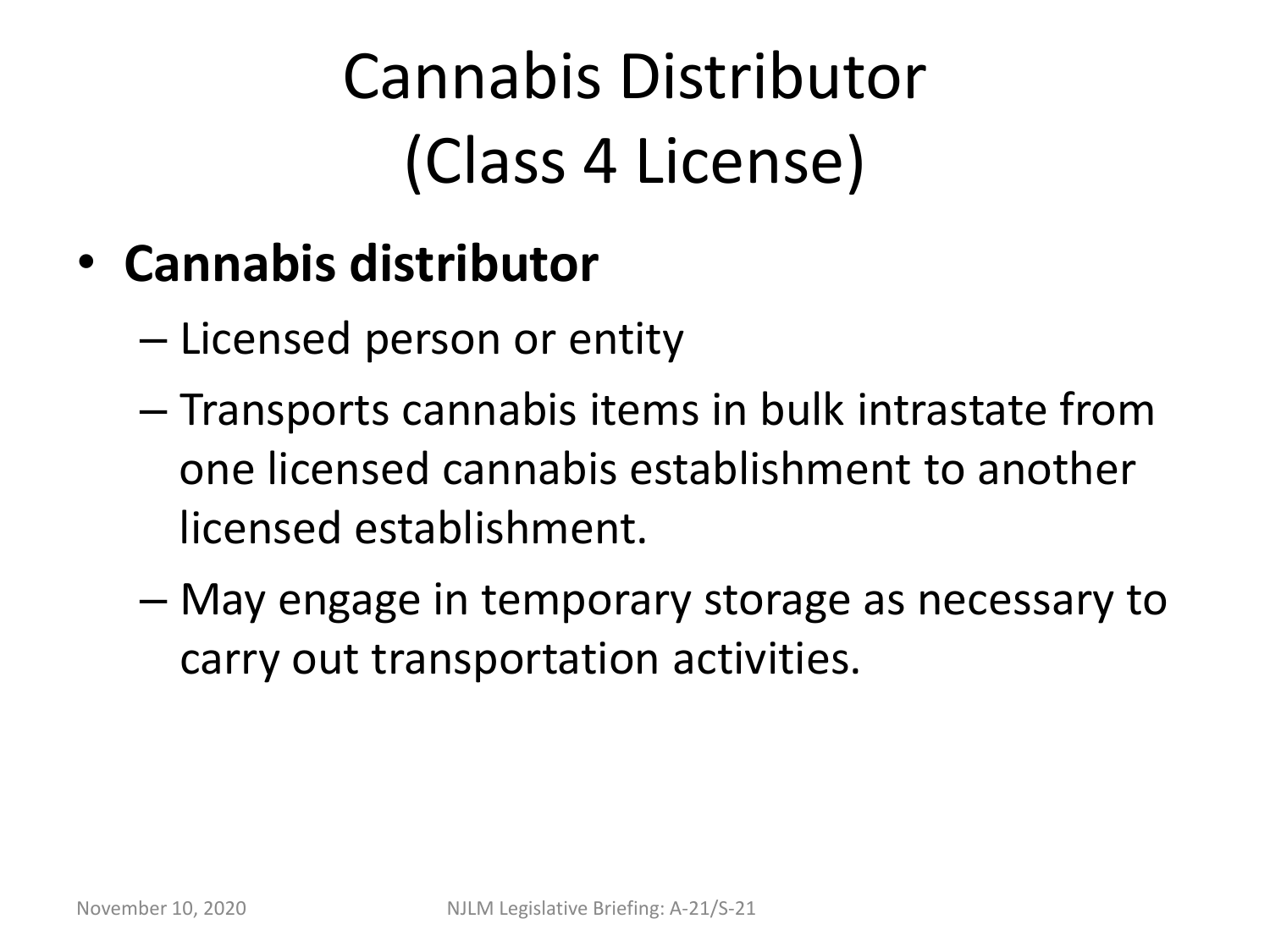# Cannabis Distributor (Class 4 License)

- **Cannabis distributor**
  - Licensed person or entity
  - Transports cannabis items in bulk intrastate from one licensed cannabis establishment to another licensed establishment.
  - May engage in temporary storage as necessary to carry out transportation activities.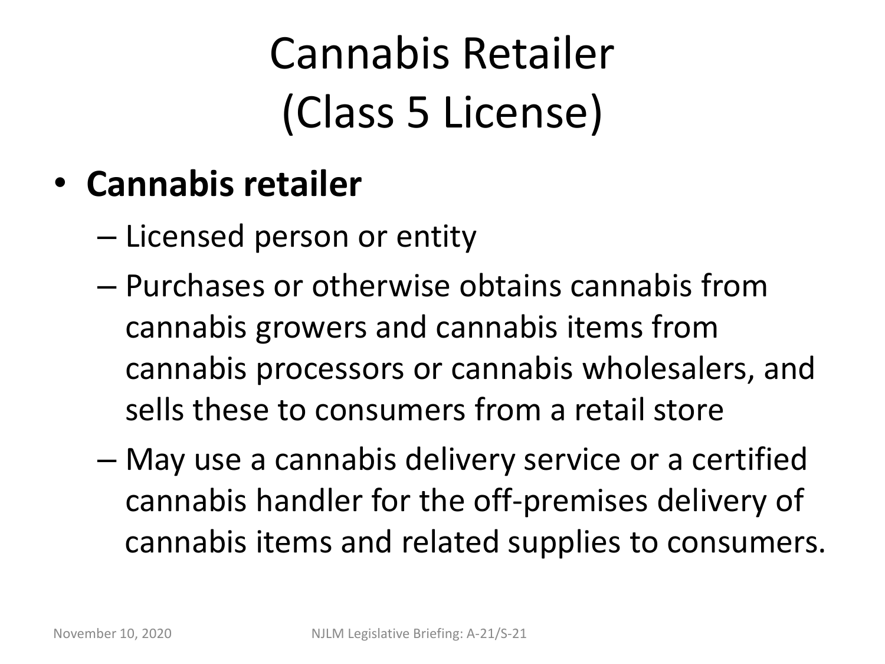# Cannabis Retailer (Class 5 License)

- **Cannabis retailer**
  - Licensed person or entity
  - Purchases or otherwise obtains cannabis from cannabis growers and cannabis items from cannabis processors or cannabis wholesalers, and sells these to consumers from a retail store
  - May use a cannabis delivery service or a certified cannabis handler for the off-premises delivery of cannabis items and related supplies to consumers.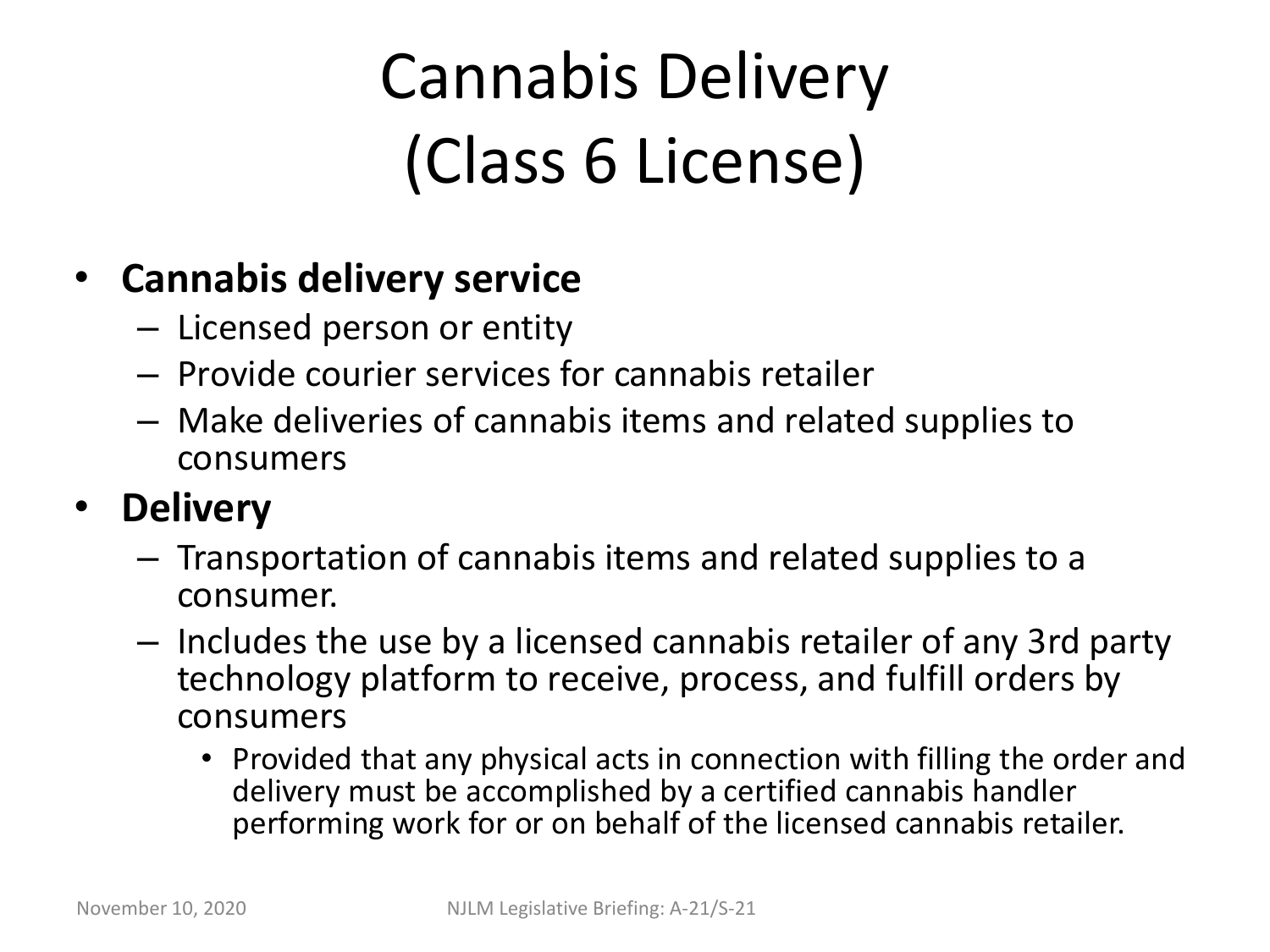# Cannabis Delivery (Class 6 License)

- **Cannabis delivery service**
  - Licensed person or entity
  - Provide courier services for cannabis retailer
  - Make deliveries of cannabis items and related supplies to consumers
- **Delivery**
  - Transportation of cannabis items and related supplies to a consumer.
  - Includes the use by a licensed cannabis retailer of any 3rd party technology platform to receive, process, and fulfill orders by consumers
    - Provided that any physical acts in connection with filling the order and delivery must be accomplished by a certified cannabis handler performing work for or on behalf of the licensed cannabis retailer.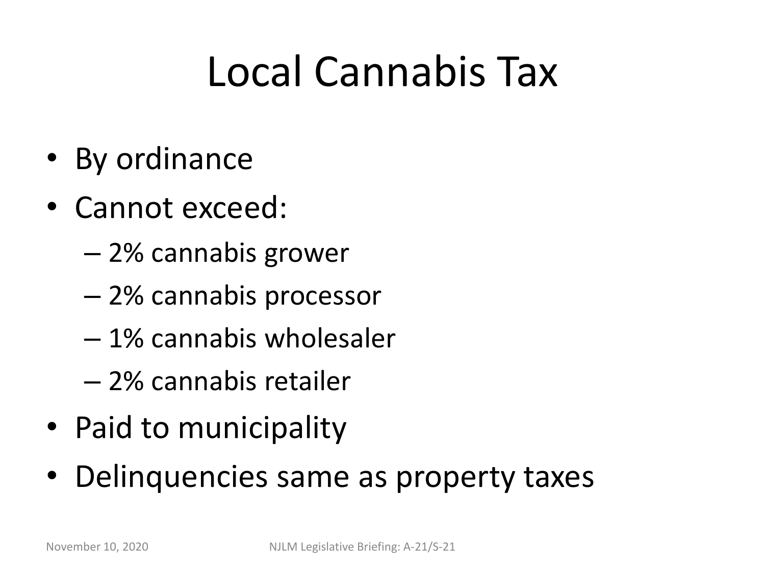# Local Cannabis Tax

- By ordinance
- Cannot exceed:
  - 2% cannabis grower
  - 2% cannabis processor
  - 1% cannabis wholesaler
  - 2% cannabis retailer
- Paid to municipality
- Delinquencies same as property taxes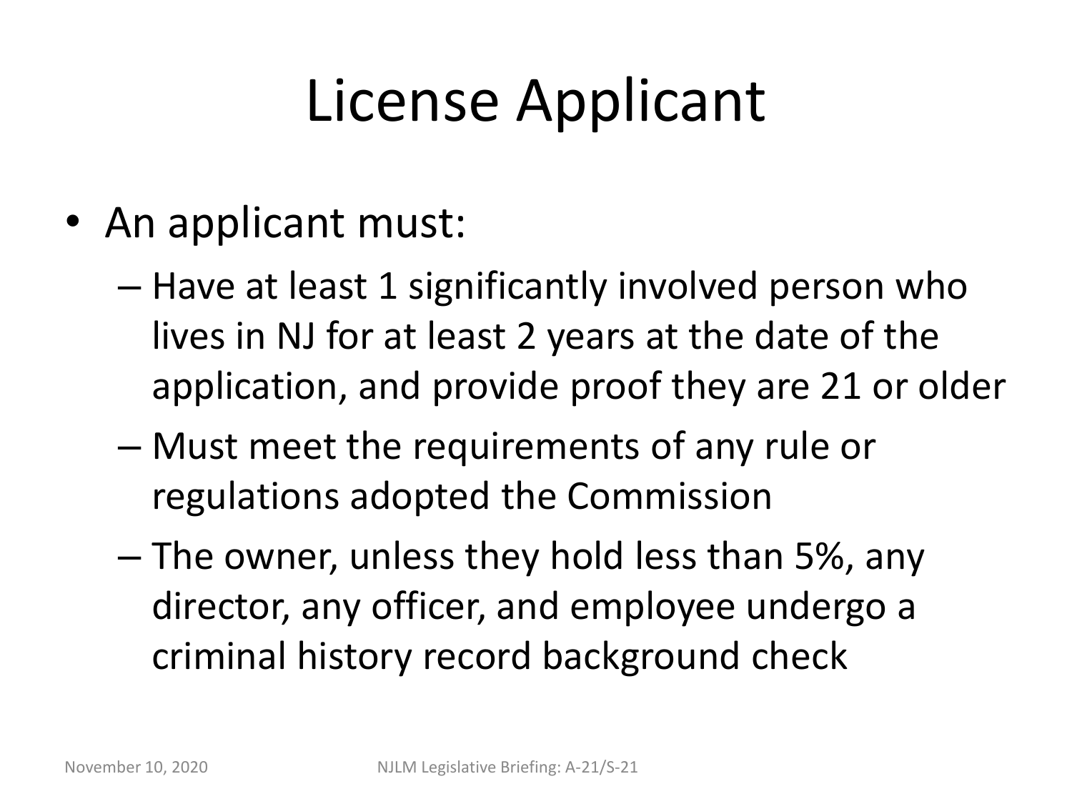# License Applicant

- An applicant must:
  - Have at least 1 significantly involved person who lives in NJ for at least 2 years at the date of the application, and provide proof they are 21 or older
  - Must meet the requirements of any rule or regulations adopted the Commission
  - The owner, unless they hold less than 5%, any director, any officer, and employee undergo a criminal history record background check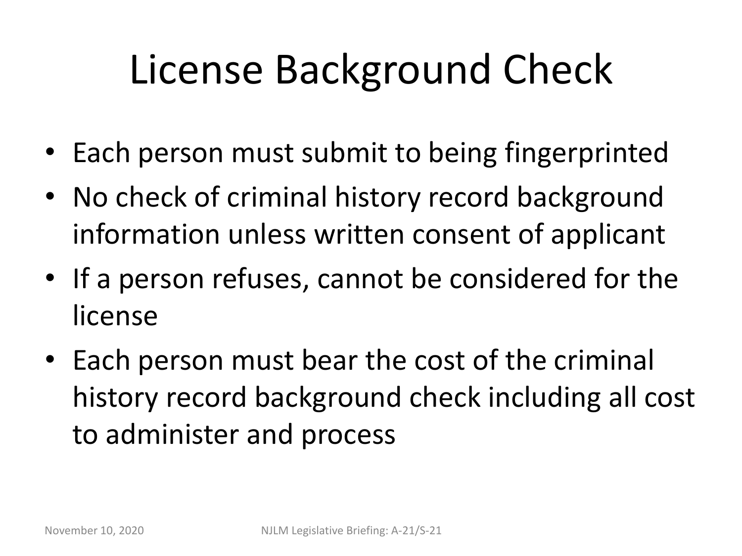# License Background Check

- Each person must submit to being fingerprinted
- No check of criminal history record background information unless written consent of applicant
- If a person refuses, cannot be considered for the license
- Each person must bear the cost of the criminal history record background check including all cost to administer and process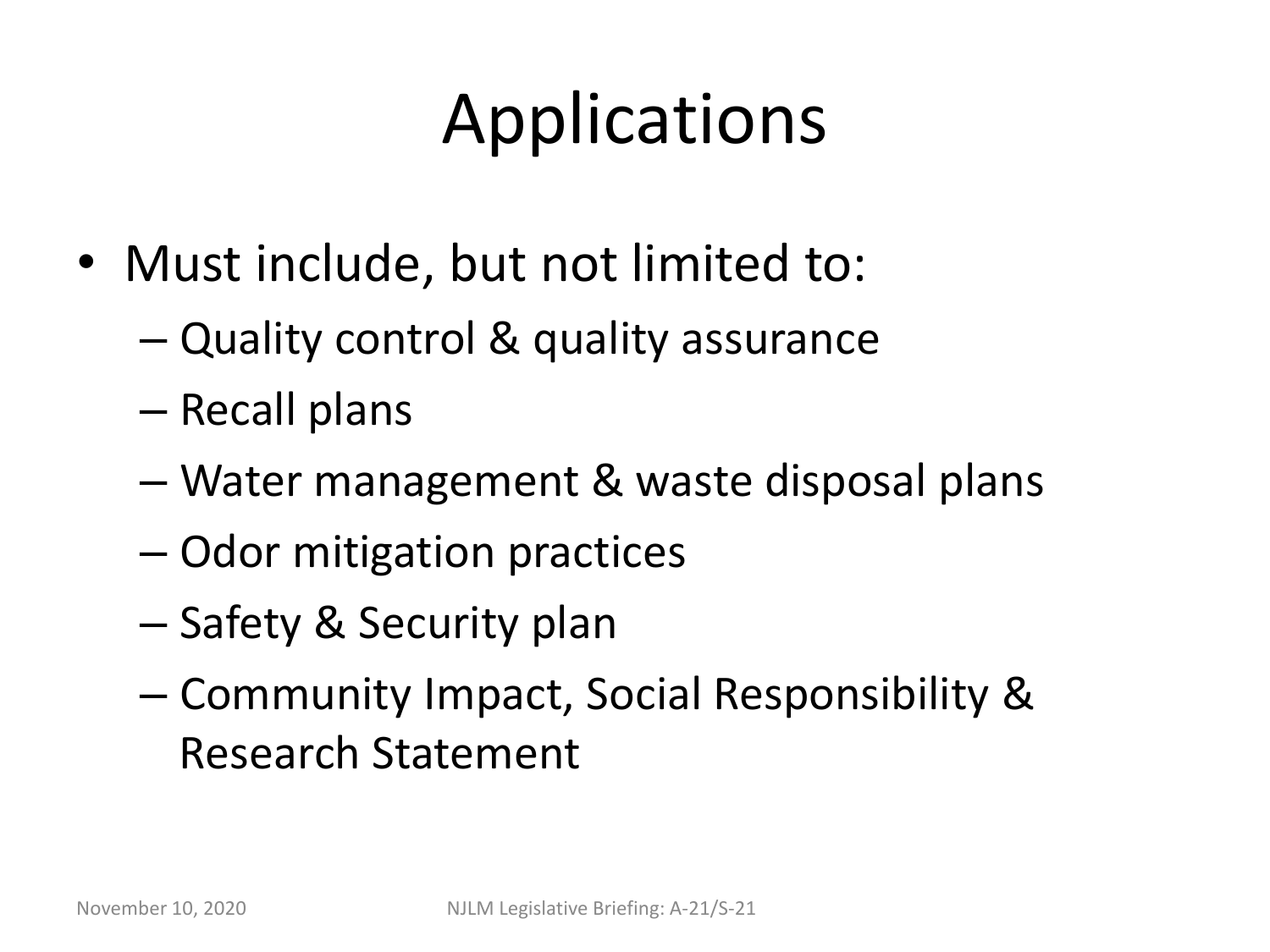# Applications

- Must include, but not limited to:
  - Quality control & quality assurance
  - Recall plans
  - Water management & waste disposal plans
  - Odor mitigation practices
  - Safety & Security plan
  - Community Impact, Social Responsibility & Research Statement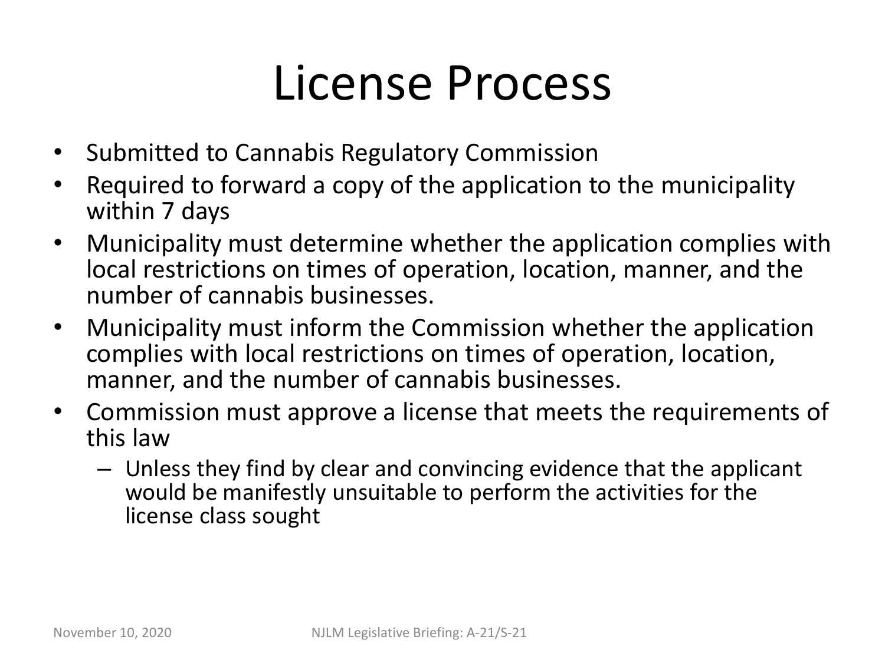# License Process

- Submitted to Cannabis Regulatory Commission
- Required to forward a copy of the application to the municipality within 7 days
- Municipality must determine whether the application complies with local restrictions on times of operation, location, manner, and the number of cannabis businesses.
- Municipality must inform the Commission whether the application complies with local restrictions on times of operation, location, manner, and the number of cannabis businesses.
- Commission must approve a license that meets the requirements of this law
  - Unless they find by clear and convincing evidence that the applicant would be manifestly unsuitable to perform the activities for the license class sought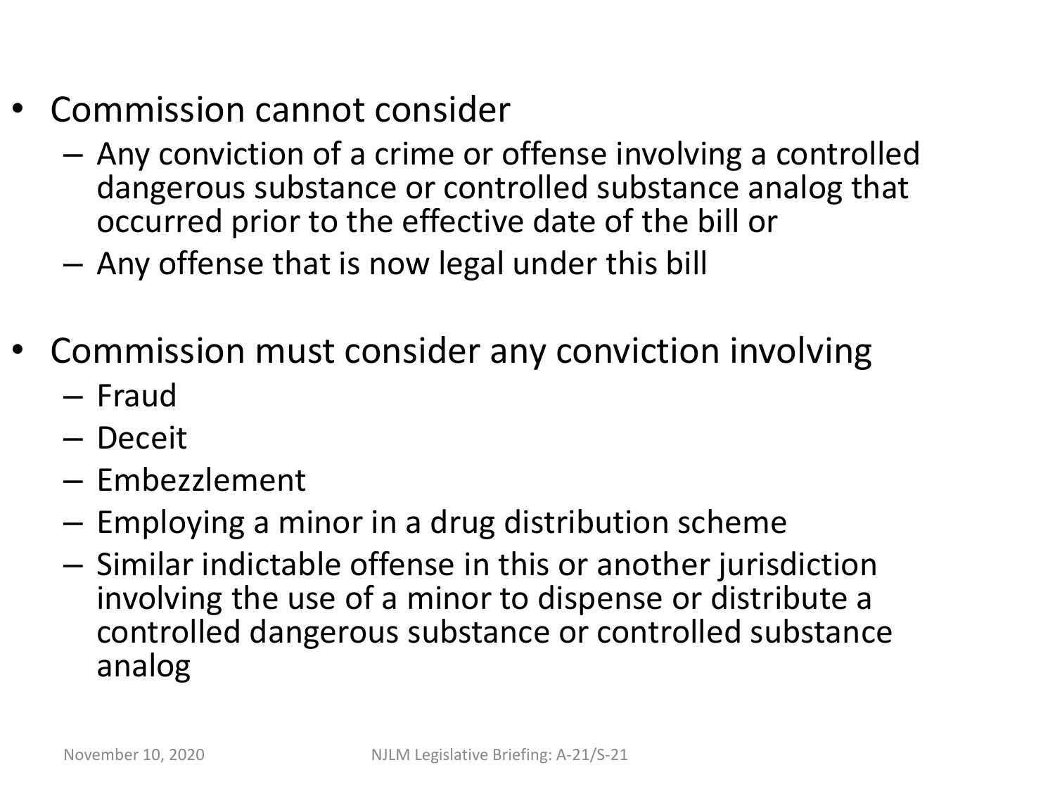- Commission cannot consider
  - Any conviction of a crime or offense involving a controlled dangerous substance or controlled substance analog that occurred prior to the effective date of the bill or
  - Any offense that is now legal under this bill
- Commission must consider any conviction involving
  - Fraud
  - Deceit
  - Embezzlement
  - Employing a minor in a drug distribution scheme
  - Similar indictable offense in this or another jurisdiction involving the use of a minor to dispense or distribute a controlled dangerous substance or controlled substance analog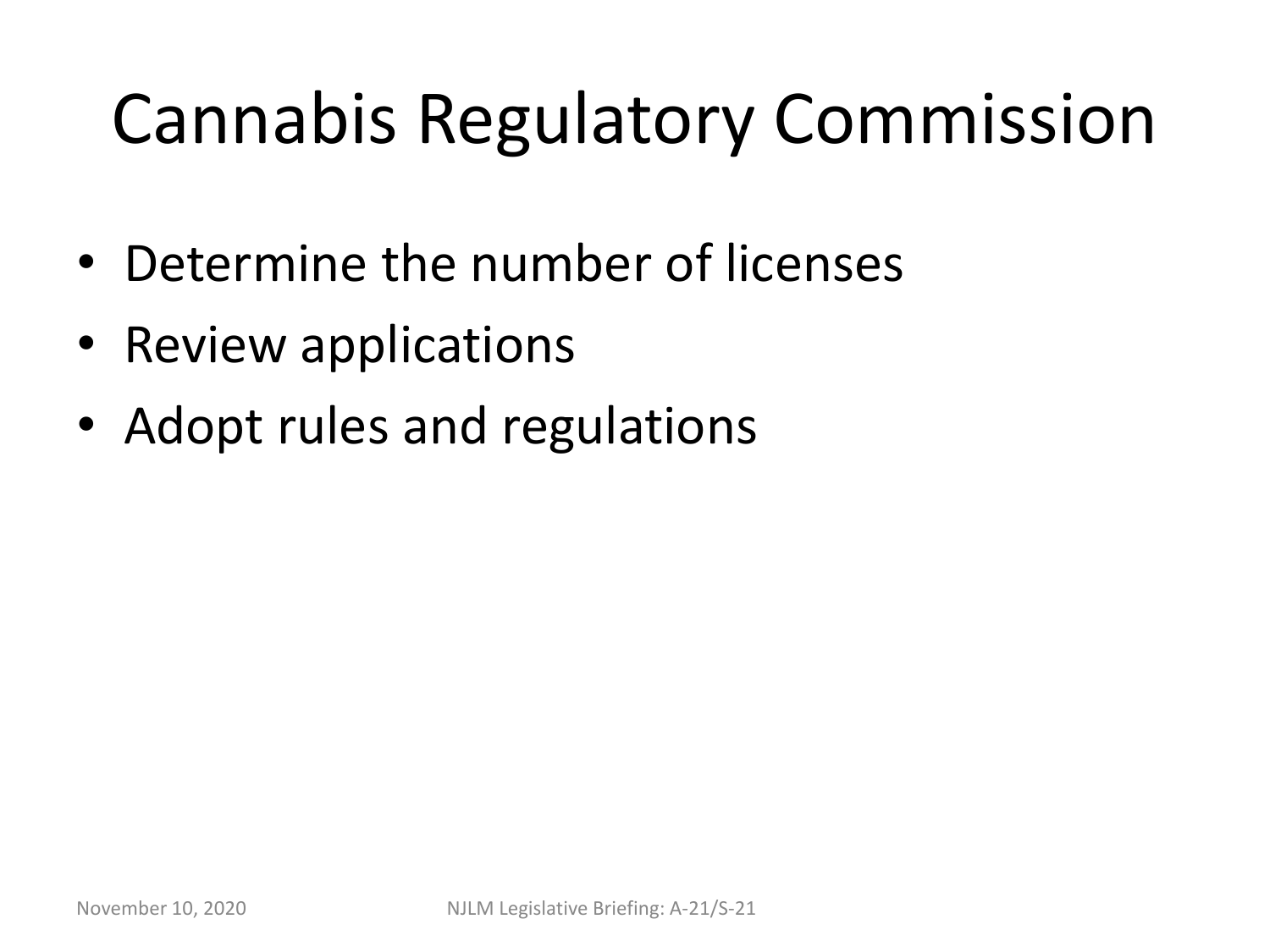# Cannabis Regulatory Commission

- Determine the number of licenses
- Review applications
- Adopt rules and regulations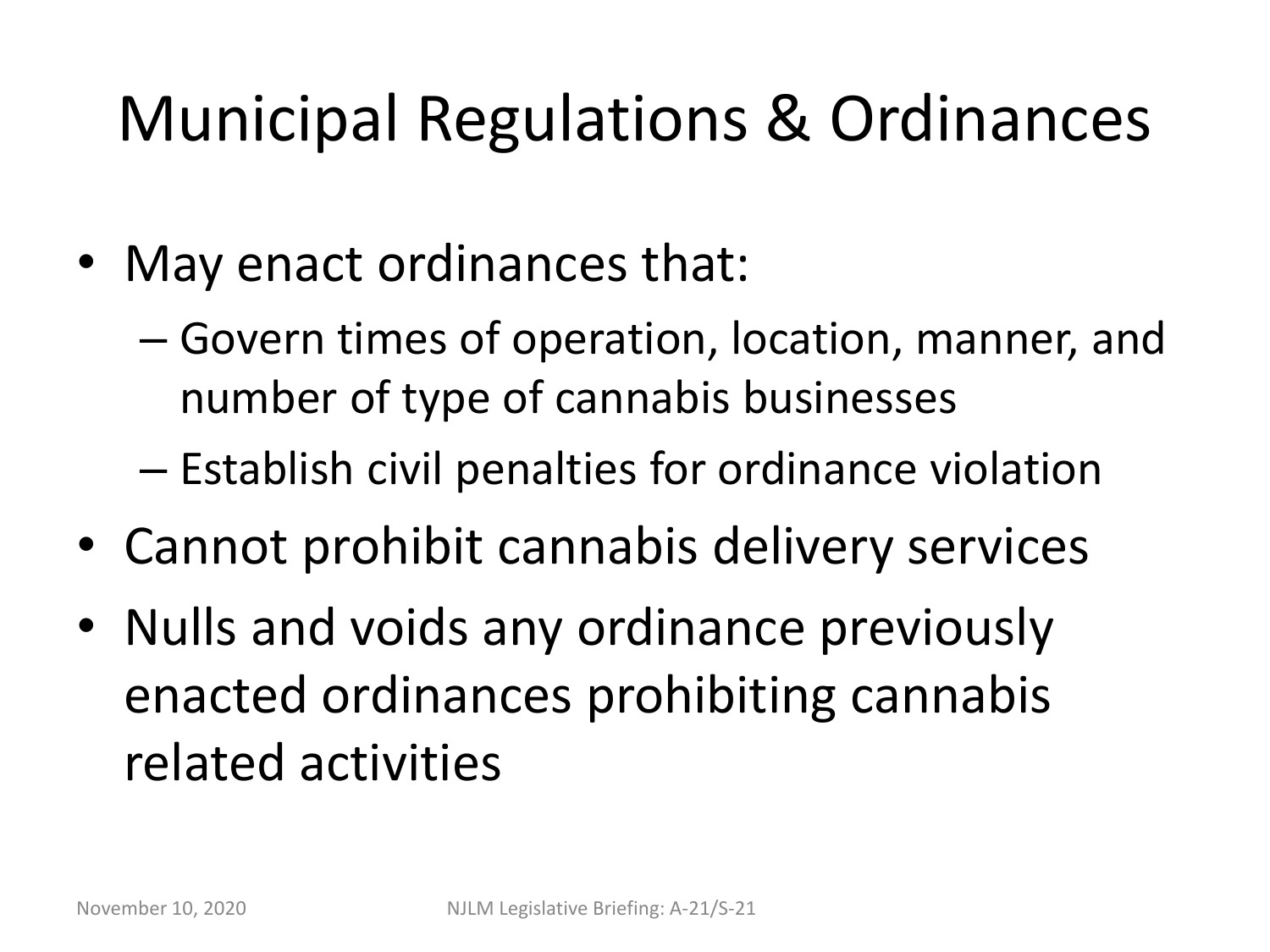# Municipal Regulations & Ordinances

- May enact ordinances that:
  - Govern times of operation, location, manner, and number of type of cannabis businesses
  - Establish civil penalties for ordinance violation
- Cannot prohibit cannabis delivery services
- Nulls and voids any ordinance previously enacted ordinances prohibiting cannabis related activities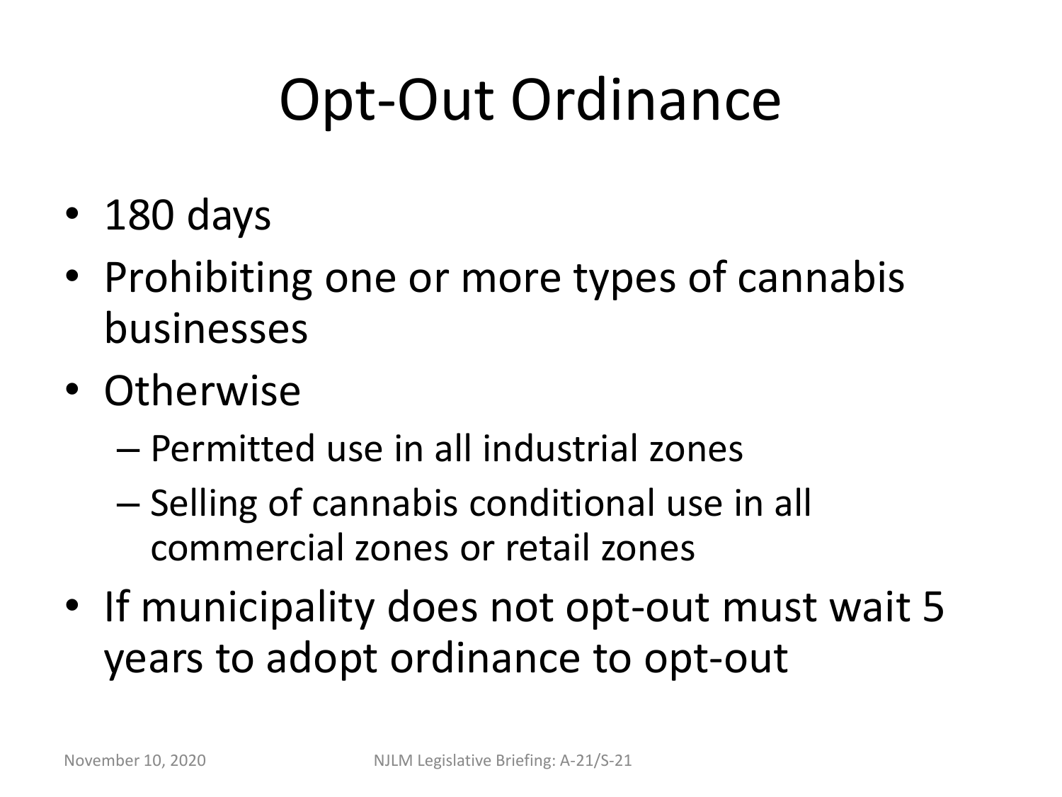# Opt-Out Ordinance

- 180 days
- Prohibiting one or more types of cannabis businesses
- Otherwise
  - Permitted use in all industrial zones
  - Selling of cannabis conditional use in all commercial zones or retail zones
- If municipality does not opt-out must wait 5 years to adopt ordinance to opt-out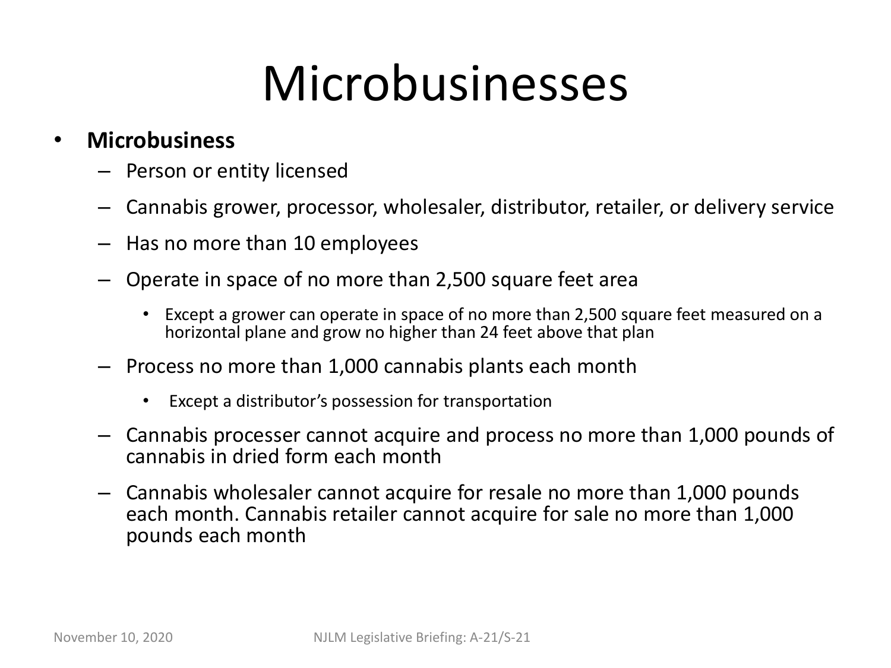# Microbusinesses

- **Microbusiness**
  - Person or entity licensed
  - Cannabis grower, processor, wholesaler, distributor, retailer, or delivery service
  - Has no more than 10 employees
  - Operate in space of no more than 2,500 square feet area
    - Except a grower can operate in space of no more than 2,500 square feet measured on a horizontal plane and grow no higher than 24 feet above that plan
  - Process no more than 1,000 cannabis plants each month
    - Except a distributor's possession for transportation
  - Cannabis processer cannot acquire and process no more than 1,000 pounds of cannabis in dried form each month
  - Cannabis wholesaler cannot acquire for resale no more than 1,000 pounds each month. Cannabis retailer cannot acquire for sale no more than 1,000 pounds each month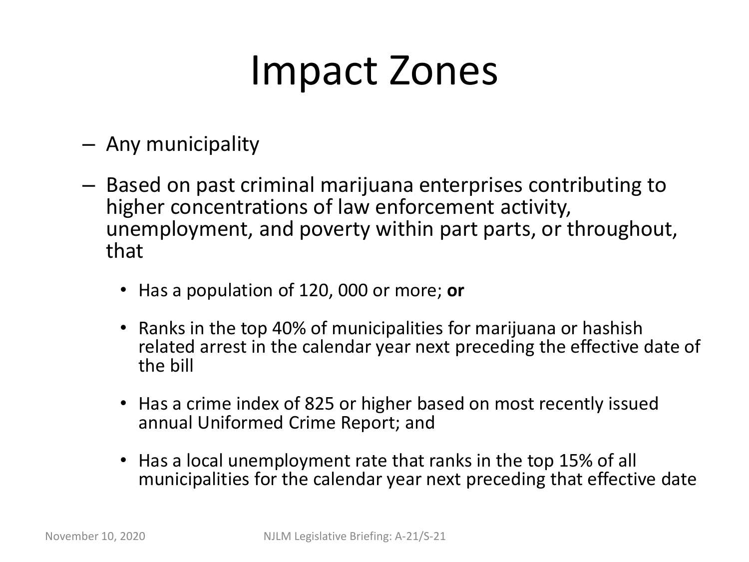# Impact Zones

- Any municipality
- Based on past criminal marijuana enterprises contributing to higher concentrations of law enforcement activity, unemployment, and poverty within part parts, or throughout, that
  - Has a population of 120, 000 or more; **or**
  - Ranks in the top 40% of municipalities for marijuana or hashish related arrest in the calendar year next preceding the effective date of the bill
  - Has a crime index of 825 or higher based on most recently issued annual Uniformed Crime Report; and
  - Has a local unemployment rate that ranks in the top 15% of all municipalities for the calendar year next preceding that effective date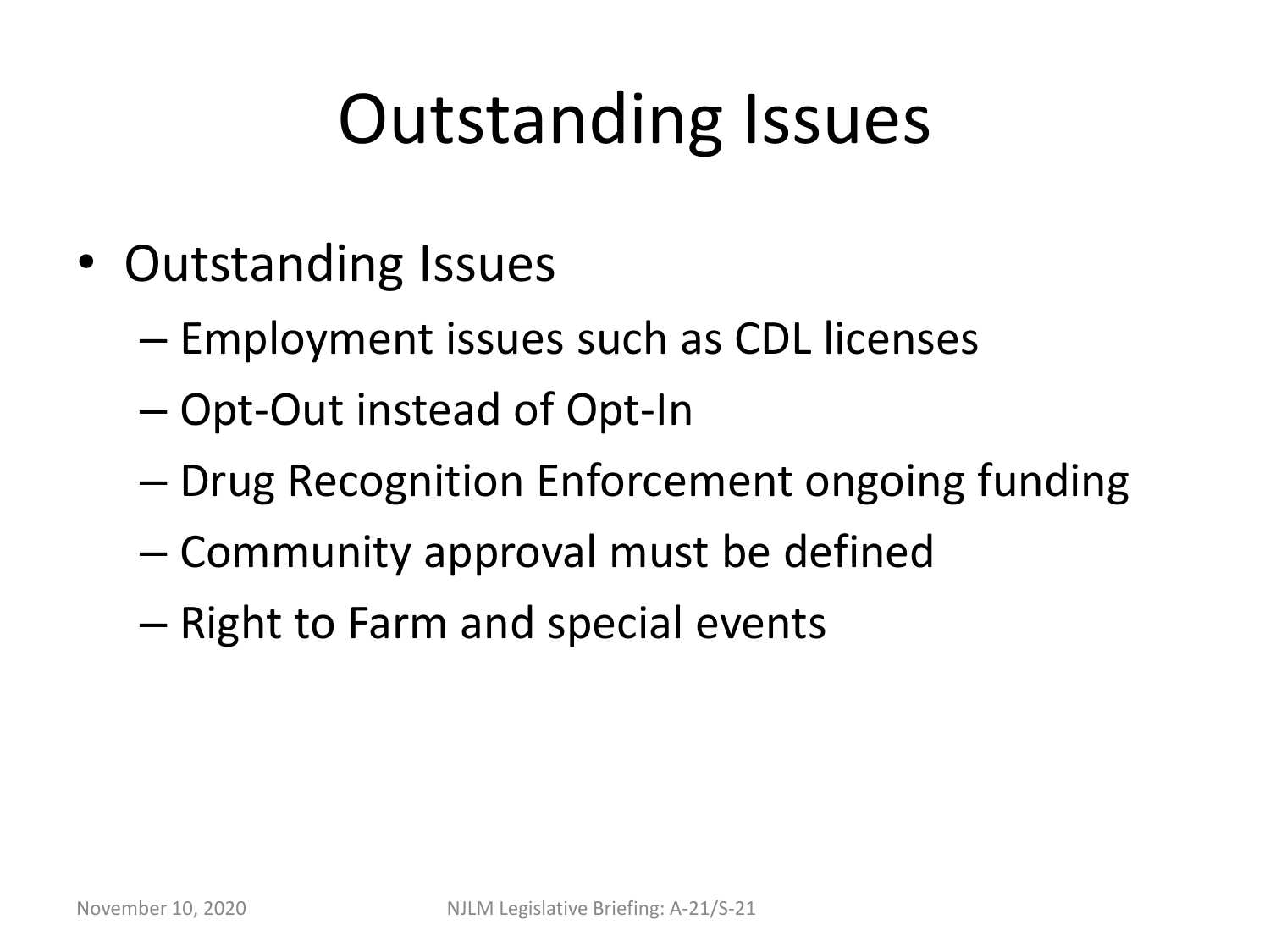# Outstanding Issues

- Outstanding Issues
  - Employment issues such as CDL licenses
  - Opt-Out instead of Opt-In
  - Drug Recognition Enforcement ongoing funding
  - Community approval must be defined
  - Right to Farm and special events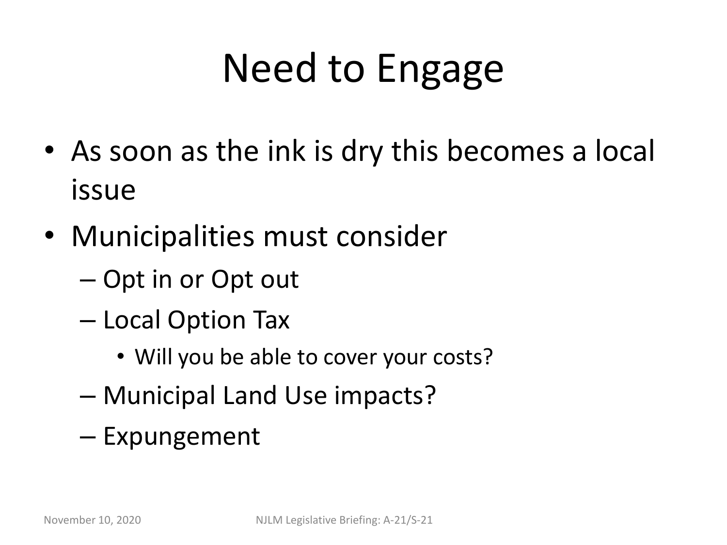# Need to Engage

- As soon as the ink is dry this becomes a local issue
- Municipalities must consider
  - Opt in or Opt out
  - Local Option Tax
    - Will you be able to cover your costs?
  - Municipal Land Use impacts?
  - Expungement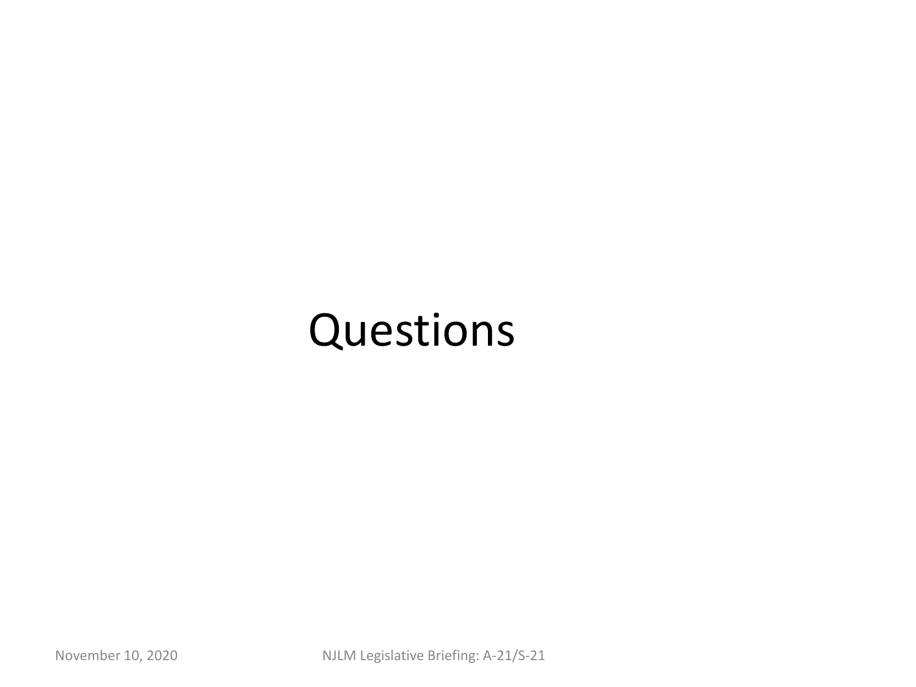# Questions